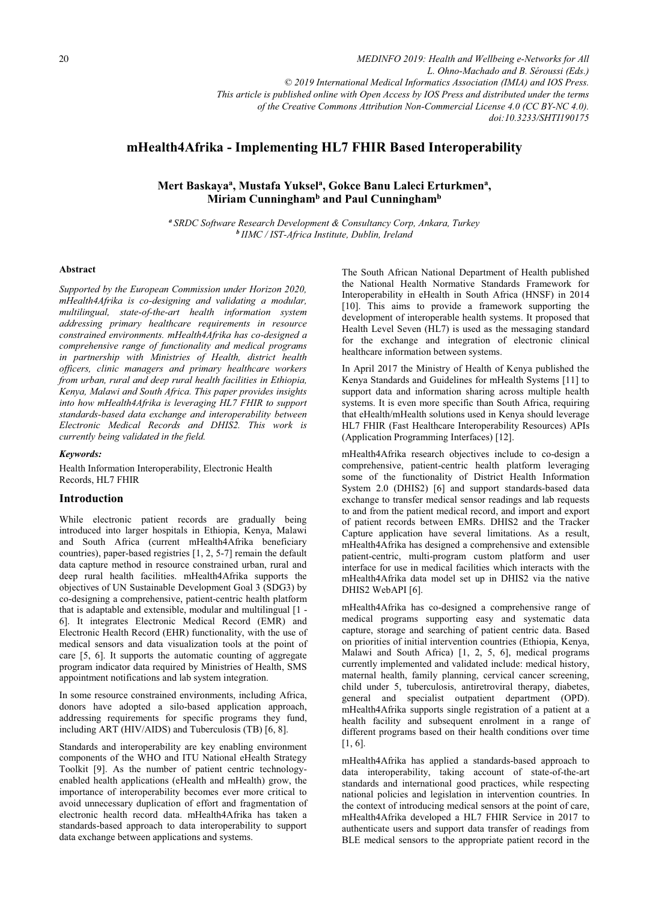# mHealth4Afrika - Implementing HL7 FHIR Based Interoperability

**Mert Baskaya[a], Mustafa Yuksel[a], Gokce Banu Laleci Erturkmen[a], Miriam Cunningham[b] and Paul Cunningham[b]**

*[a] SRDC Software Research Development & Consultancy Corp, Ankara, Turkey*
*[b] IIMC / IST-Africa Institute, Dublin, Ireland*

MEDINFO 2019: Health and Wellbeing e-Networks for All
L. Ohno-Machado and B. Séroussi (Eds.)
© 2019 International Medical Informatics Association (IMIA) and IOS Press.
This article is published online with Open Access by IOS Press and distributed under the terms of the Creative Commons Attribution Non-Commercial License 4.0 (CC BY-NC 4.0).
doi:10.3233/SHTI190175

#### Abstract

*Supported by the European Commission under Horizon 2020, mHealth4Afrika is co-designing and validating a modular, multilingual, state-of-the-art health information system addressing primary healthcare requirements in resource constrained environments. mHealth4Afrika has co-designed a comprehensive range of functionality and medical programs in partnership with Ministries of Health, district health officers, clinic managers and primary healthcare workers from urban, rural and deep rural health facilities in Ethiopia, Kenya, Malawi and South Africa. This paper provides insights into how mHealth4Afrika is leveraging HL7 FHIR to support standards-based data exchange and interoperability between Electronic Medical Records and DHIS2. This work is currently being validated in the field.*

#### *Keywords:*

Health Information Interoperability, Electronic Health Records, HL7 FHIR

## Introduction

While electronic patient records are gradually being introduced into larger hospitals in Ethiopia, Kenya, Malawi and South Africa (current mHealth4Afrika beneficiary countries), paper-based registries [1, 2, 5-7] remain the default data capture method in resource constrained urban, rural and deep rural health facilities. mHealth4Afrika supports the objectives of UN Sustainable Development Goal 3 (SDG3) by co-designing a comprehensive, patient-centric health platform that is adaptable and extensible, modular and multilingual [1 - 6]. It integrates Electronic Medical Record (EMR) and Electronic Health Record (EHR) functionality, with the use of medical sensors and data visualization tools at the point of care [5, 6]. It supports the automatic counting of aggregate program indicator data required by Ministries of Health, SMS appointment notifications and lab system integration.

In some resource constrained environments, including Africa, donors have adopted a silo-based application approach, addressing requirements for specific programs they fund, including ART (HIV/AIDS) and Tuberculosis (TB) [6, 8].

Standards and interoperability are key enabling environment components of the WHO and ITU National eHealth Strategy Toolkit [9]. As the number of patient centric technology-enabled health applications (eHealth and mHealth) grow, the importance of interoperability becomes ever more critical to avoid unnecessary duplication of effort and fragmentation of electronic health record data. mHealth4Afrika has taken a standards-based approach to data interoperability to support data exchange between applications and systems.

The South African National Department of Health published the National Health Normative Standards Framework for Interoperability in eHealth in South Africa (HNSF) in 2014 [10]. This aims to provide a framework supporting the development of interoperable health systems. It proposed that Health Level Seven (HL7) is used as the messaging standard for the exchange and integration of electronic clinical healthcare information between systems.

In April 2017 the Ministry of Health of Kenya published the Kenya Standards and Guidelines for mHealth Systems [11] to support data and information sharing across multiple health systems. It is even more specific than South Africa, requiring that eHealth/mHealth solutions used in Kenya should leverage HL7 FHIR (Fast Healthcare Interoperability Resources) APIs (Application Programming Interfaces) [12].

mHealth4Afrika research objectives include to co-design a comprehensive, patient-centric health platform leveraging some of the functionality of District Health Information System 2.0 (DHIS2) [6] and support standards-based data exchange to transfer medical sensor readings and lab requests to and from the patient medical record, and import and export of patient records between EMRs. DHIS2 and the Tracker Capture application have several limitations. As a result, mHealth4Afrika has designed a comprehensive and extensible patient-centric, multi-program custom platform and user interface for use in medical facilities which interacts with the mHealth4Afrika data model set up in DHIS2 via the native DHIS2 WebAPI [6].

mHealth4Afrika has co-designed a comprehensive range of medical programs supporting easy and systematic data capture, storage and searching of patient centric data. Based on priorities of initial intervention countries (Ethiopia, Kenya, Malawi and South Africa) [1, 2, 5, 6], medical programs currently implemented and validated include: medical history, maternal health, family planning, cervical cancer screening, child under 5, tuberculosis, antiretroviral therapy, diabetes, general and specialist outpatient department (OPD). mHealth4Afrika supports single registration of a patient at a health facility and subsequent enrolment in a range of different programs based on their health conditions over time [1, 6].

mHealth4Afrika has applied a standards-based approach to data interoperability, taking account of state-of-the-art standards and international good practices, while respecting national policies and legislation in intervention countries. In the context of introducing medical sensors at the point of care, mHealth4Afrika developed a HL7 FHIR Service in 2017 to authenticate users and support data transfer of readings from BLE medical sensors to the appropriate patient record in the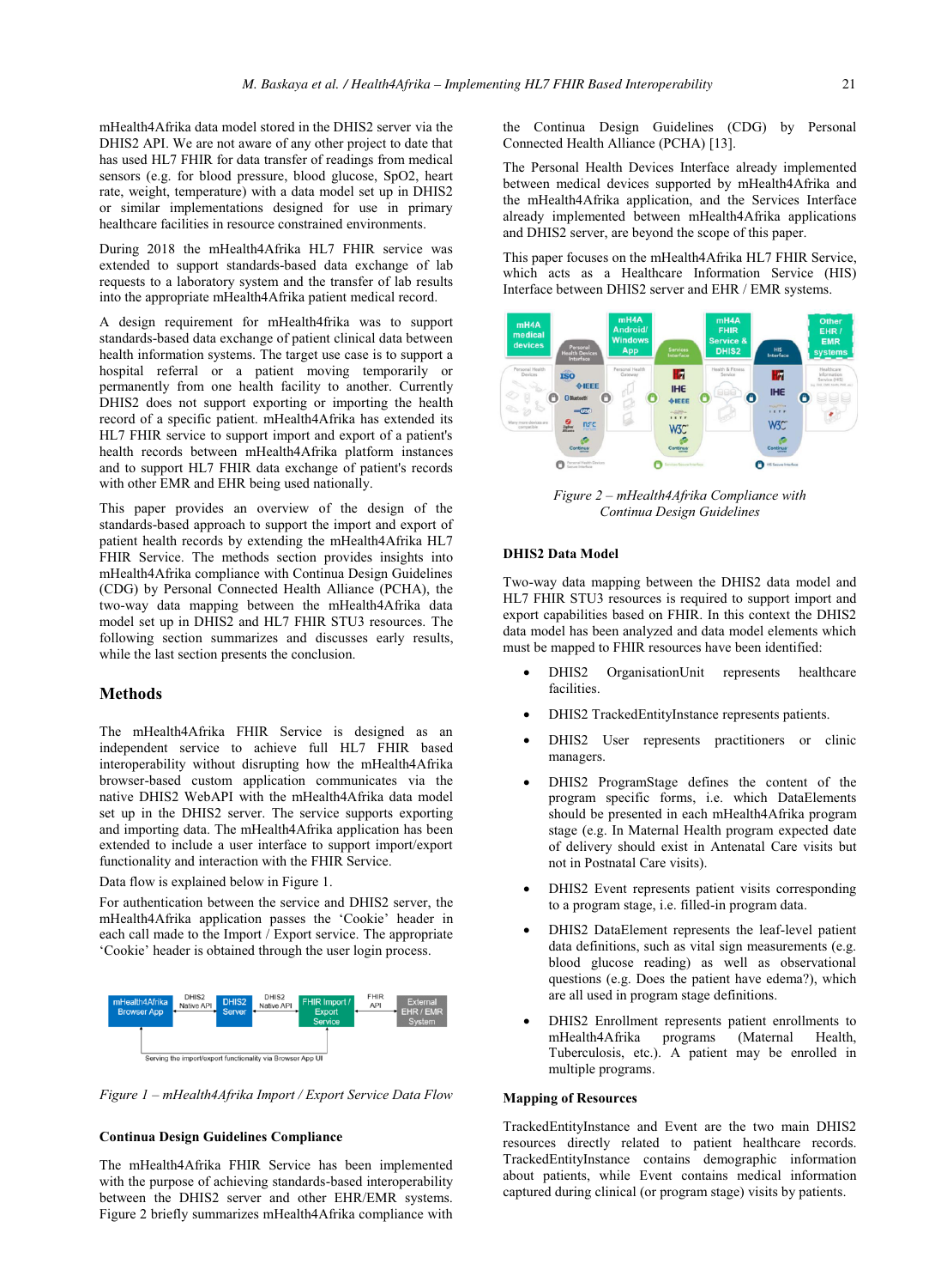mHealth4Afrika data model stored in the DHIS2 server via the DHIS2 API. We are not aware of any other project to date that has used HL7 FHIR for data transfer of readings from medical sensors (e.g. for blood pressure, blood glucose, SpO2, heart rate, weight, temperature) with a data model set up in DHIS2 or similar implementations designed for use in primary healthcare facilities in resource constrained environments.

During 2018 the mHealth4Afrika HL7 FHIR service was extended to support standards-based data exchange of lab requests to a laboratory system and the transfer of lab results into the appropriate mHealth4Afrika patient medical record.

A design requirement for mHealth4frika was to support standards-based data exchange of patient clinical data between health information systems. The target use case is to support a hospital referral or a patient moving temporarily or permanently from one health facility to another. Currently DHIS2 does not support exporting or importing the health record of a specific patient. mHealth4Afrika has extended its HL7 FHIR service to support import and export of a patient's health records between mHealth4Afrika platform instances and to support HL7 FHIR data exchange of patient's records with other EMR and EHR being used nationally.

This paper provides an overview of the design of the standards-based approach to support the import and export of patient health records by extending the mHealth4Afrika HL7 FHIR Service. The methods section provides insights into mHealth4Afrika compliance with Continua Design Guidelines (CDG) by Personal Connected Health Alliance (PCHA), the two-way data mapping between the mHealth4Afrika data model set up in DHIS2 and HL7 FHIR STU3 resources. The following section summarizes and discusses early results, while the last section presents the conclusion.

## Methods

The mHealth4Afrika FHIR Service is designed as an independent service to achieve full HL7 FHIR based interoperability without disrupting how the mHealth4Afrika browser-based custom application communicates via the native DHIS2 WebAPI with the mHealth4Afrika data model set up in the DHIS2 server. The service supports exporting and importing data. The mHealth4Afrika application has been extended to include a user interface to support import/export functionality and interaction with the FHIR Service.

Data flow is explained below in Figure 1.

For authentication between the service and DHIS2 server, the mHealth4Afrika application passes the 'Cookie' header in each call made to the Import / Export service. The appropriate 'Cookie' header is obtained through the user login process.

*Figure 1 – mHealth4Afrika Import / Export Service Data Flow*

### Continua Design Guidelines Compliance

The mHealth4Afrika FHIR Service has been implemented with the purpose of achieving standards-based interoperability between the DHIS2 server and other EHR/EMR systems. Figure 2 briefly summarizes mHealth4Afrika compliance with the Continua Design Guidelines (CDG) by Personal Connected Health Alliance (PCHA) [13].

The Personal Health Devices Interface already implemented between medical devices supported by mHealth4Afrika and the mHealth4Afrika application, and the Services Interface already implemented between mHealth4Afrika applications and DHIS2 server, are beyond the scope of this paper.

This paper focuses on the mHealth4Afrika HL7 FHIR Service, which acts as a Healthcare Information Service (HIS) Interface between DHIS2 server and EHR / EMR systems.

*Figure 2 – mHealth4Afrika Compliance with Continua Design Guidelines*

### DHIS2 Data Model

Two-way data mapping between the DHIS2 data model and HL7 FHIR STU3 resources is required to support import and export capabilities based on FHIR. In this context the DHIS2 data model has been analyzed and data model elements which must be mapped to FHIR resources have been identified:

- DHIS2 OrganisationUnit represents healthcare facilities.
- DHIS2 TrackedEntityInstance represents patients.
- DHIS2 User represents practitioners or clinic managers.
- DHIS2 ProgramStage defines the content of the program specific forms, i.e. which DataElements should be presented in each mHealth4Afrika program stage (e.g. In Maternal Health program expected date of delivery should exist in Antenatal Care visits but not in Postnatal Care visits).
- DHIS2 Event represents patient visits corresponding to a program stage, i.e. filled-in program data.
- DHIS2 DataElement represents the leaf-level patient data definitions, such as vital sign measurements (e.g. blood glucose reading) as well as observational questions (e.g. Does the patient have edema?), which are all used in program stage definitions.
- DHIS2 Enrollment represents patient enrollments to mHealth4Afrika programs (Maternal Health, Tuberculosis, etc.). A patient may be enrolled in multiple programs.

### Mapping of Resources

TrackedEntityInstance and Event are the two main DHIS2 resources directly related to patient healthcare records. TrackedEntityInstance contains demographic information about patients, while Event contains medical information captured during clinical (or program stage) visits by patients.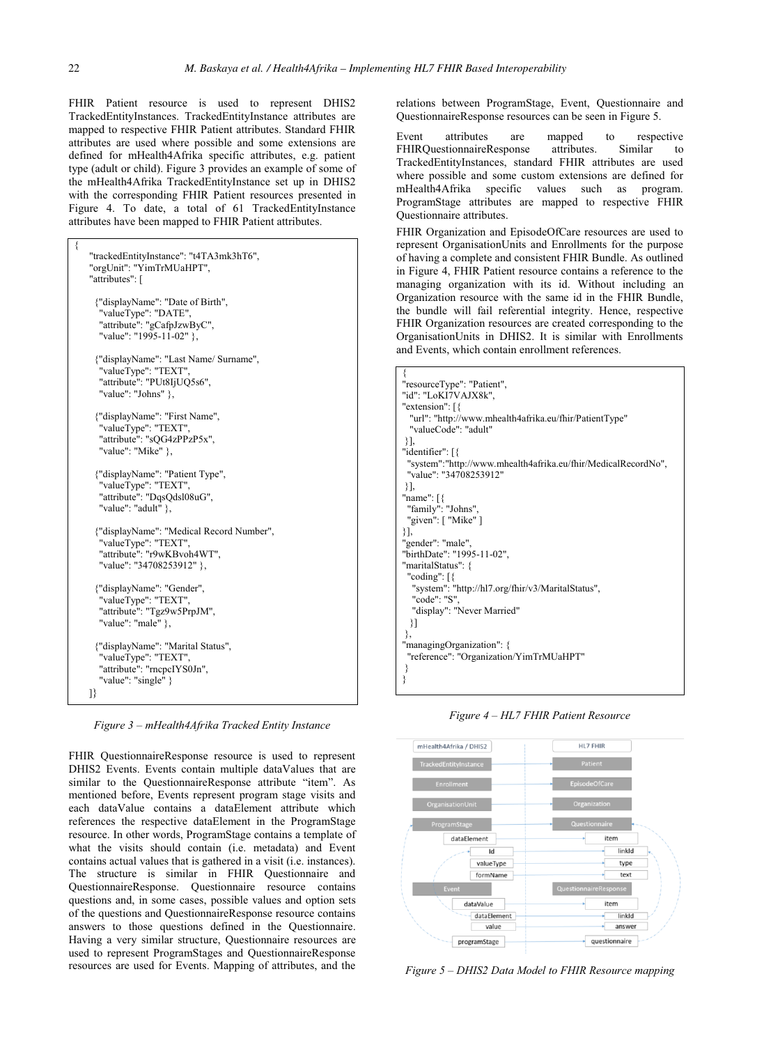FHIR Patient resource is used to represent DHIS2 TrackedEntityInstances. TrackedEntityInstance attributes are mapped to respective FHIR Patient attributes. Standard FHIR attributes are used where possible and some extensions are defined for mHealth4Afrika specific attributes, e.g. patient type (adult or child). Figure 3 provides an example of some of the mHealth4Afrika TrackedEntityInstance set up in DHIS2 with the corresponding FHIR Patient resources presented in Figure 4. To date, a total of 61 TrackedEntityInstance attributes have been mapped to FHIR Patient attributes.

```
{
    "trackedEntityInstance": "t4TA3mk3hT6",
    "orgUnit": "YimTrMUaHPT",
    "attributes": [

      {"displayName": "Date of Birth",
       "valueType": "DATE",
       "attribute": "gCafpJzwByC",
       "value": "1995-11-02" },

      {"displayName": "Last Name/ Surname",
       "valueType": "TEXT",
       "attribute": "PUt8IjUQ5s6",
       "value": "Johns" },

      {"displayName": "First Name",
       "valueType": "TEXT",
       "attribute": "sQG4zPPzP5x",
       "value": "Mike" },

      {"displayName": "Patient Type",
       "valueType": "TEXT",
       "attribute": "DqsQdsl08uG",
       "value": "adult" },

      {"displayName": "Medical Record Number",
       "valueType": "TEXT",
       "attribute": "r9wKBvoh4WT",
       "value": "34708253912" },

      {"displayName": "Gender",
       "valueType": "TEXT",
       "attribute": "Tgz9w5PrpJM",
       "value": "male" },

      {"displayName": "Marital Status",
       "valueType": "TEXT",
       "attribute": "rncpcIYS0Jn",
       "value": "single" }
    ]}
```

*Figure 3 – mHealth4Afrika Tracked Entity Instance*

FHIR QuestionnaireResponse resource is used to represent DHIS2 Events. Events contain multiple dataValues that are similar to the QuestionnaireResponse attribute "item". As mentioned before, Events represent program stage visits and each dataValue contains a dataElement attribute which references the respective dataElement in the ProgramStage resource. In other words, ProgramStage contains a template of what the visits should contain (i.e. metadata) and Event contains actual values that is gathered in a visit (i.e. instances). The structure is similar in FHIR Questionnaire and QuestionnaireResponse. Questionnaire resource contains questions and, in some cases, possible values and option sets of the questions and QuestionnaireResponse resource contains answers to those questions defined in the Questionnaire. Having a very similar structure, Questionnaire resources are used to represent ProgramStages and QuestionnaireResponse resources are used for Events. Mapping of attributes, and the relations between ProgramStage, Event, Questionnaire and QuestionnaireResponse resources can be seen in Figure 5.

Event attributes are mapped to respective FHIRQuestionnaireResponse attributes. Similar to TrackedEntityInstances, standard FHIR attributes are used where possible and some custom extensions are defined for mHealth4Afrika specific values such as program. ProgramStage attributes are mapped to respective FHIR Questionnaire attributes.

FHIR Organization and EpisodeOfCare resources are used to represent OrganisationUnits and Enrollments for the purpose of having a complete and consistent FHIR Bundle. As outlined in Figure 4, FHIR Patient resource contains a reference to the managing organization with its id. Without including an Organization resource with the same id in the FHIR Bundle, the bundle will fail referential integrity. Hence, respective FHIR Organization resources are created corresponding to the OrganisationUnits in DHIS2. It is similar with Enrollments and Events, which contain enrollment references.

```
{
"resourceType": "Patient",
"id": "LoKI7VAJX8k",
"extension": [{
  "url": "http://www.mhealth4afrika.eu/fhir/PatientType"
  "valueCode": "adult"
 }],
"identifier": [{
 "system":"http://www.mhealth4afrika.eu/fhir/MedicalRecordNo",
 "value": "34708253912"
 }],
"name": [{
 "family": "Johns",
 "given": [ "Mike" ]
}],
"gender": "male",
"birthDate": "1995-11-02",
"maritalStatus": {
 "coding": [{
  "system": "http://hl7.org/fhir/v3/MaritalStatus",
  "code": "S",
  "display": "Never Married"
  }]
 },
"managingOrganization": {
 "reference": "Organization/YimTrMUaHPT"
 }
}
```

*Figure 4 – HL7 FHIR Patient Resource*

| mHealth4Afrika / DHIS2 | HL7 FHIR |
|---|---|
| TrackedEntityInstance | Patient |
| Enrollment | EpisodeOfCare |
| OrganisationUnit | Organization |
| ProgramStage | Questionnaire |
| dataElement | item |
| Id | linkId |
| valueType | type |
| formName | text |
| Event | QuestionnaireResponse |
| dataValue | item |
| dataElement | linkId |
| value | answer |
| programStage | questionnaire |

*Figure 5 – DHIS2 Data Model to FHIR Resource mapping*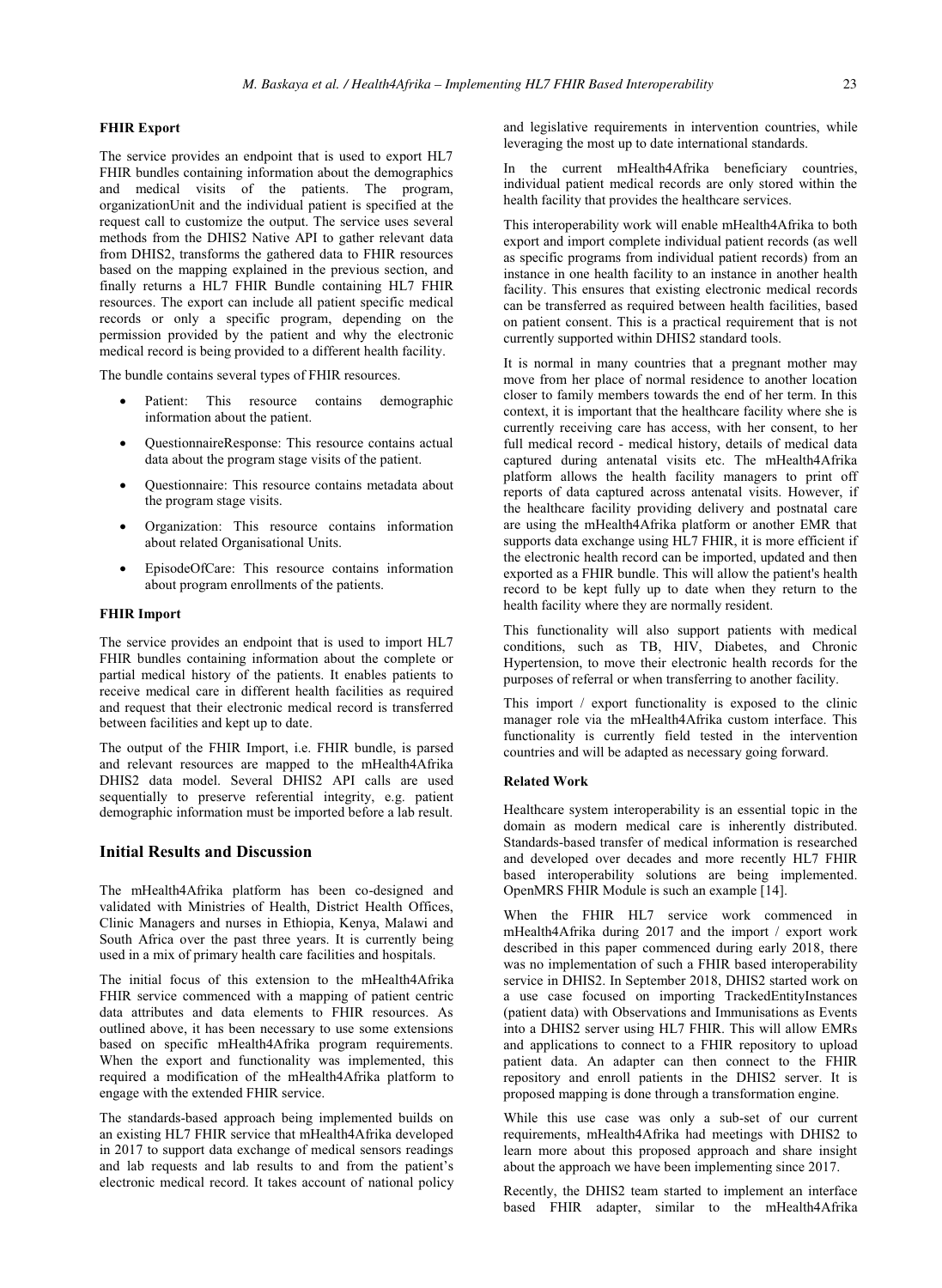#### FHIR Export

The service provides an endpoint that is used to export HL7 FHIR bundles containing information about the demographics and medical visits of the patients. The program, organizationUnit and the individual patient is specified at the request call to customize the output. The service uses several methods from the DHIS2 Native API to gather relevant data from DHIS2, transforms the gathered data to FHIR resources based on the mapping explained in the previous section, and finally returns a HL7 FHIR Bundle containing HL7 FHIR resources. The export can include all patient specific medical records or only a specific program, depending on the permission provided by the patient and why the electronic medical record is being provided to a different health facility.

The bundle contains several types of FHIR resources.

- Patient: This resource contains demographic information about the patient.
- QuestionnaireResponse: This resource contains actual data about the program stage visits of the patient.
- Questionnaire: This resource contains metadata about the program stage visits.
- Organization: This resource contains information about related Organisational Units.
- EpisodeOfCare: This resource contains information about program enrollments of the patients.

#### FHIR Import

The service provides an endpoint that is used to import HL7 FHIR bundles containing information about the complete or partial medical history of the patients. It enables patients to receive medical care in different health facilities as required and request that their electronic medical record is transferred between facilities and kept up to date.

The output of the FHIR Import, i.e. FHIR bundle, is parsed and relevant resources are mapped to the mHealth4Afrika DHIS2 data model. Several DHIS2 API calls are used sequentially to preserve referential integrity, e.g. patient demographic information must be imported before a lab result.

## Initial Results and Discussion

The mHealth4Afrika platform has been co-designed and validated with Ministries of Health, District Health Offices, Clinic Managers and nurses in Ethiopia, Kenya, Malawi and South Africa over the past three years. It is currently being used in a mix of primary health care facilities and hospitals.

The initial focus of this extension to the mHealth4Afrika FHIR service commenced with a mapping of patient centric data attributes and data elements to FHIR resources. As outlined above, it has been necessary to use some extensions based on specific mHealth4Afrika program requirements. When the export and functionality was implemented, this required a modification of the mHealth4Afrika platform to engage with the extended FHIR service.

The standards-based approach being implemented builds on an existing HL7 FHIR service that mHealth4Afrika developed in 2017 to support data exchange of medical sensors readings and lab requests and lab results to and from the patient's electronic medical record. It takes account of national policy and legislative requirements in intervention countries, while leveraging the most up to date international standards.

In the current mHealth4Afrika beneficiary countries, individual patient medical records are only stored within the health facility that provides the healthcare services.

This interoperability work will enable mHealth4Afrika to both export and import complete individual patient records (as well as specific programs from individual patient records) from an instance in one health facility to an instance in another health facility. This ensures that existing electronic medical records can be transferred as required between health facilities, based on patient consent. This is a practical requirement that is not currently supported within DHIS2 standard tools.

It is normal in many countries that a pregnant mother may move from her place of normal residence to another location closer to family members towards the end of her term. In this context, it is important that the healthcare facility where she is currently receiving care has access, with her consent, to her full medical record - medical history, details of medical data captured during antenatal visits etc. The mHealth4Afrika platform allows the health facility managers to print off reports of data captured across antenatal visits. However, if the healthcare facility providing delivery and postnatal care are using the mHealth4Afrika platform or another EMR that supports data exchange using HL7 FHIR, it is more efficient if the electronic health record can be imported, updated and then exported as a FHIR bundle. This will allow the patient's health record to be kept fully up to date when they return to the health facility where they are normally resident.

This functionality will also support patients with medical conditions, such as TB, HIV, Diabetes, and Chronic Hypertension, to move their electronic health records for the purposes of referral or when transferring to another facility.

This import / export functionality is exposed to the clinic manager role via the mHealth4Afrika custom interface. This functionality is currently field tested in the intervention countries and will be adapted as necessary going forward.

#### Related Work

Healthcare system interoperability is an essential topic in the domain as modern medical care is inherently distributed. Standards-based transfer of medical information is researched and developed over decades and more recently HL7 FHIR based interoperability solutions are being implemented. OpenMRS FHIR Module is such an example [14].

When the FHIR HL7 service work commenced in mHealth4Afrika during 2017 and the import / export work described in this paper commenced during early 2018, there was no implementation of such a FHIR based interoperability service in DHIS2. In September 2018, DHIS2 started work on a use case focused on importing TrackedEntityInstances (patient data) with Observations and Immunisations as Events into a DHIS2 server using HL7 FHIR. This will allow EMRs and applications to connect to a FHIR repository to upload patient data. An adapter can then connect to the FHIR repository and enroll patients in the DHIS2 server. It is proposed mapping is done through a transformation engine.

While this use case was only a sub-set of our current requirements, mHealth4Afrika had meetings with DHIS2 to learn more about this proposed approach and share insight about the approach we have been implementing since 2017.

Recently, the DHIS2 team started to implement an interface based FHIR adapter, similar to the mHealth4Afrika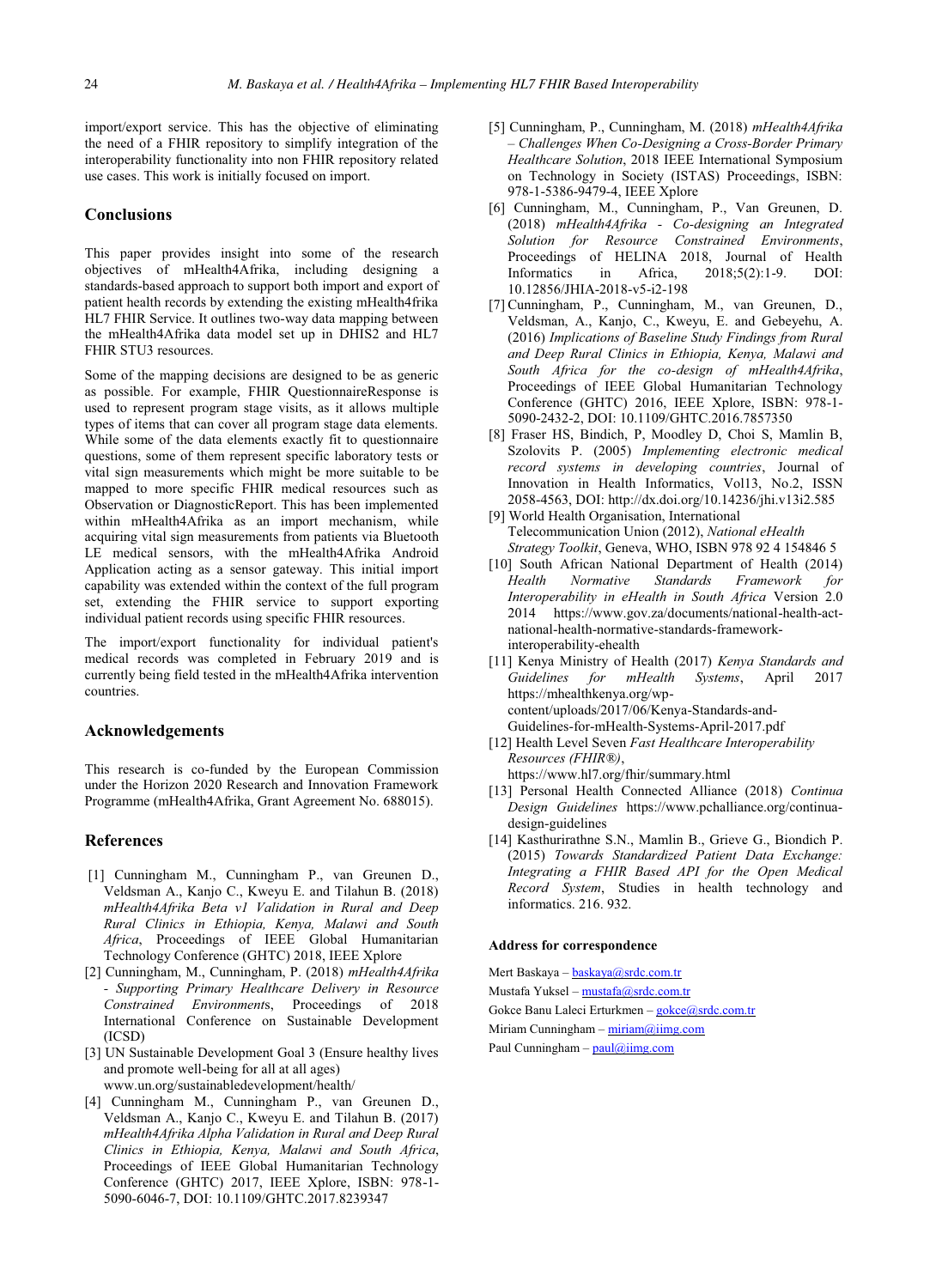import/export service. This has the objective of eliminating the need of a FHIR repository to simplify integration of the interoperability functionality into non FHIR repository related use cases. This work is initially focused on import.

## Conclusions

This paper provides insight into some of the research objectives of mHealth4Afrika, including designing a standards-based approach to support both import and export of patient health records by extending the existing mHealth4frika HL7 FHIR Service. It outlines two-way data mapping between the mHealth4Afrika data model set up in DHIS2 and HL7 FHIR STU3 resources.

Some of the mapping decisions are designed to be as generic as possible. For example, FHIR QuestionnaireResponse is used to represent program stage visits, as it allows multiple types of items that can cover all program stage data elements. While some of the data elements exactly fit to questionnaire questions, some of them represent specific laboratory tests or vital sign measurements which might be more suitable to be mapped to more specific FHIR medical resources such as Observation or DiagnosticReport. This has been implemented within mHealth4Afrika as an import mechanism, while acquiring vital sign measurements from patients via Bluetooth LE medical sensors, with the mHealth4Afrika Android Application acting as a sensor gateway. This initial import capability was extended within the context of the full program set, extending the FHIR service to support exporting individual patient records using specific FHIR resources.

The import/export functionality for individual patient's medical records was completed in February 2019 and is currently being field tested in the mHealth4Afrika intervention countries.

## Acknowledgements

This research is co-funded by the European Commission under the Horizon 2020 Research and Innovation Framework Programme (mHealth4Afrika, Grant Agreement No. 688015).

## References

[1] Cunningham M., Cunningham P., van Greunen D., Veldsman A., Kanjo C., Kweyu E. and Tilahun B. (2018) *mHealth4Afrika Beta v1 Validation in Rural and Deep Rural Clinics in Ethiopia, Kenya, Malawi and South Africa*, Proceedings of IEEE Global Humanitarian Technology Conference (GHTC) 2018, IEEE Xplore

[2] Cunningham, M., Cunningham, P. (2018) *mHealth4Afrika - Supporting Primary Healthcare Delivery in Resource Constrained Environments*, Proceedings of 2018 International Conference on Sustainable Development (ICSD)

[3] UN Sustainable Development Goal 3 (Ensure healthy lives and promote well-being for all at all ages) www.un.org/sustainabledevelopment/health/

[4] Cunningham M., Cunningham P., van Greunen D., Veldsman A., Kanjo C., Kweyu E. and Tilahun B. (2017) *mHealth4Afrika Alpha Validation in Rural and Deep Rural Clinics in Ethiopia, Kenya, Malawi and South Africa*, Proceedings of IEEE Global Humanitarian Technology Conference (GHTC) 2017, IEEE Xplore, ISBN: 978-1-5090-6046-7, DOI: 10.1109/GHTC.2017.8239347

[5] Cunningham, P., Cunningham, M. (2018) *mHealth4Afrika – Challenges When Co-Designing a Cross-Border Primary Healthcare Solution*, 2018 IEEE International Symposium on Technology in Society (ISTAS) Proceedings, ISBN: 978-1-5386-9479-4, IEEE Xplore

[6] Cunningham, M., Cunningham, P., Van Greunen, D. (2018) *mHealth4Afrika - Co-designing an Integrated Solution for Resource Constrained Environments*, Proceedings of HELINA 2018, Journal of Health Informatics in Africa, 2018;5(2):1-9. DOI: 10.12856/JHIA-2018-v5-i2-198

[7] Cunningham, P., Cunningham, M., van Greunen, D., Veldsman, A., Kanjo, C., Kweyu, E. and Gebeyehu, A. (2016) *Implications of Baseline Study Findings from Rural and Deep Rural Clinics in Ethiopia, Kenya, Malawi and South Africa for the co-design of mHealth4Afrika*, Proceedings of IEEE Global Humanitarian Technology Conference (GHTC) 2016, IEEE Xplore, ISBN: 978-1-5090-2432-2, DOI: 10.1109/GHTC.2016.7857350

[8] Fraser HS, Bindich, P, Moodley D, Choi S, Mamlin B, Szolovits P. (2005) *Implementing electronic medical record systems in developing countries*, Journal of Innovation in Health Informatics, Vol13, No.2, ISSN 2058-4563, DOI: http://dx.doi.org/10.14236/jhi.v13i2.585

[9] World Health Organisation, International Telecommunication Union (2012), *National eHealth Strategy Toolkit*, Geneva, WHO, ISBN 978 92 4 154846 5

[10] South African National Department of Health (2014) *Health Normative Standards Framework for Interoperability in eHealth in South Africa* Version 2.0 2014 https://www.gov.za/documents/national-health-act-national-health-normative-standards-framework-interoperability-ehealth

[11] Kenya Ministry of Health (2017) *Kenya Standards and Guidelines for mHealth Systems*, April 2017 https://mhealthkenya.org/wp-content/uploads/2017/06/Kenya-Standards-and-Guidelines-for-mHealth-Systems-April-2017.pdf

[12] Health Level Seven *Fast Healthcare Interoperability Resources (FHIR®)*, https://www.hl7.org/fhir/summary.html

[13] Personal Health Connected Alliance (2018) *Continua Design Guidelines* https://www.pchalliance.org/continua-design-guidelines

[14] Kasthurirathne S.N., Mamlin B., Grieve G., Biondich P. (2015) *Towards Standardized Patient Data Exchange: Integrating a FHIR Based API for the Open Medical Record System*, Studies in health technology and informatics. 216. 932.

#### Address for correspondence

Mert Baskaya – baskaya@srdc.com.tr

Mustafa Yuksel – mustafa@srdc.com.tr

Gokce Banu Laleci Erturkmen – gokce@srdc.com.tr

Miriam Cunningham – miriam@iimg.com

Paul Cunningham – paul@iimg.com